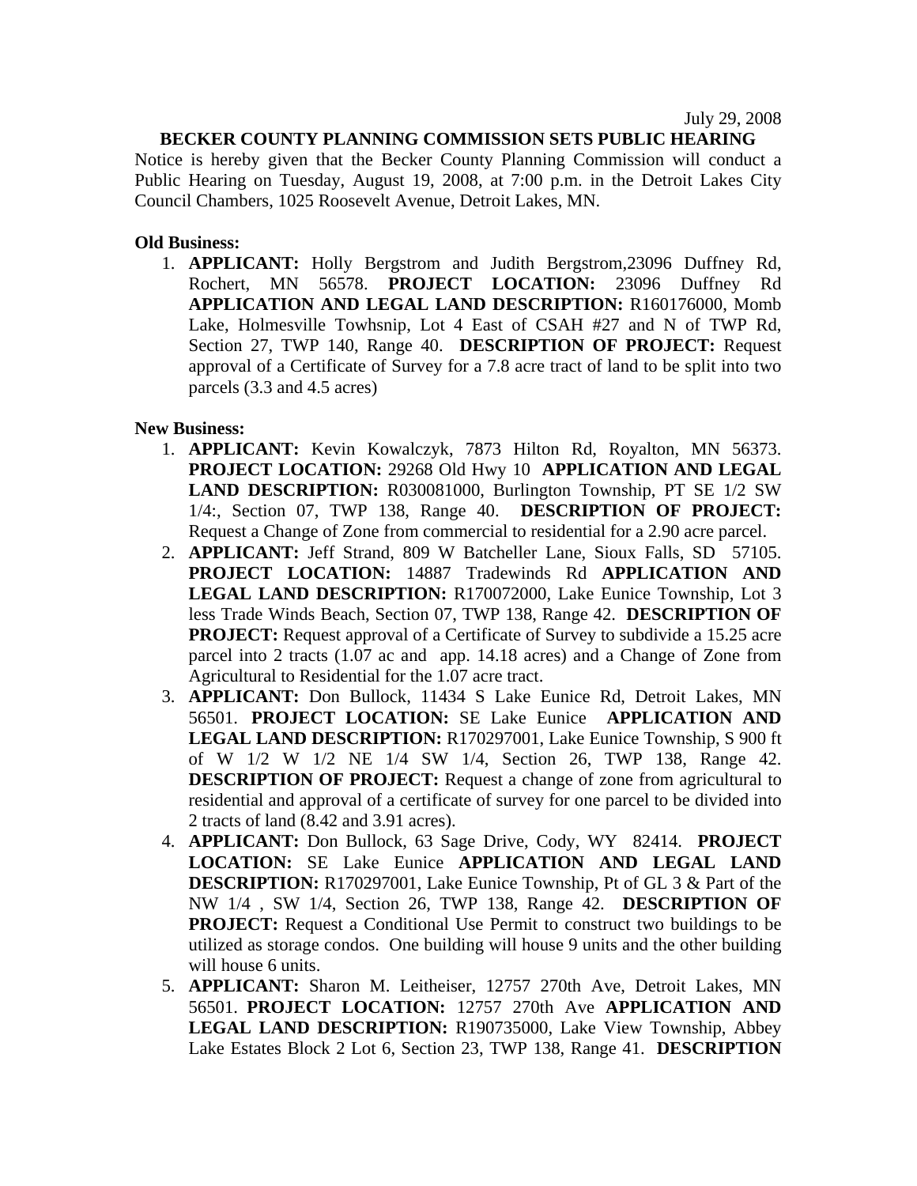July 29, 2008

**BECKER COUNTY PLANNING COMMISSION SETS PUBLIC HEARING**

Notice is hereby given that the Becker County Planning Commission will conduct a Public Hearing on Tuesday, August 19, 2008, at 7:00 p.m. in the Detroit Lakes City Council Chambers, 1025 Roosevelt Avenue, Detroit Lakes, MN.

**Old Business:**

1. **APPLICANT:** Holly Bergstrom and Judith Bergstrom,23096 Duffney Rd, Rochert, MN 56578. **PROJECT LOCATION:** 23096 Duffney Rd **APPLICATION AND LEGAL LAND DESCRIPTION:** R160176000, Momb Lake, Holmesville Towhsnip, Lot 4 East of CSAH #27 and N of TWP Rd, Section 27, TWP 140, Range 40. **DESCRIPTION OF PROJECT:** Request approval of a Certificate of Survey for a 7.8 acre tract of land to be split into two parcels (3.3 and 4.5 acres)

**New Business:**

1. **APPLICANT:** Kevin Kowalczyk, 7873 Hilton Rd, Royalton, MN 56373. **PROJECT LOCATION:** 29268 Old Hwy 10 **APPLICATION AND LEGAL LAND DESCRIPTION:** R030081000, Burlington Township, PT SE 1/2 SW 1/4:, Section 07, TWP 138, Range 40. **DESCRIPTION OF PROJECT:** Request a Change of Zone from commercial to residential for a 2.90 acre parcel.
2. **APPLICANT:** Jeff Strand, 809 W Batcheller Lane, Sioux Falls, SD 57105. **PROJECT LOCATION:** 14887 Tradewinds Rd **APPLICATION AND LEGAL LAND DESCRIPTION:** R170072000, Lake Eunice Township, Lot 3 less Trade Winds Beach, Section 07, TWP 138, Range 42. **DESCRIPTION OF PROJECT:** Request approval of a Certificate of Survey to subdivide a 15.25 acre parcel into 2 tracts (1.07 ac and app. 14.18 acres) and a Change of Zone from Agricultural to Residential for the 1.07 acre tract.
3. **APPLICANT:** Don Bullock, 11434 S Lake Eunice Rd, Detroit Lakes, MN 56501. **PROJECT LOCATION:** SE Lake Eunice **APPLICATION AND LEGAL LAND DESCRIPTION:** R170297001, Lake Eunice Township, S 900 ft of W 1/2 W 1/2 NE 1/4 SW 1/4, Section 26, TWP 138, Range 42. **DESCRIPTION OF PROJECT:** Request a change of zone from agricultural to residential and approval of a certificate of survey for one parcel to be divided into 2 tracts of land (8.42 and 3.91 acres).
4. **APPLICANT:** Don Bullock, 63 Sage Drive, Cody, WY 82414. **PROJECT LOCATION:** SE Lake Eunice **APPLICATION AND LEGAL LAND DESCRIPTION:** R170297001, Lake Eunice Township, Pt of GL 3 & Part of the NW 1/4 , SW 1/4, Section 26, TWP 138, Range 42. **DESCRIPTION OF PROJECT:** Request a Conditional Use Permit to construct two buildings to be utilized as storage condos. One building will house 9 units and the other building will house 6 units.
5. **APPLICANT:** Sharon M. Leitheiser, 12757 270th Ave, Detroit Lakes, MN 56501. **PROJECT LOCATION:** 12757 270th Ave **APPLICATION AND LEGAL LAND DESCRIPTION:** R190735000, Lake View Township, Abbey Lake Estates Block 2 Lot 6, Section 23, TWP 138, Range 41. **DESCRIPTION**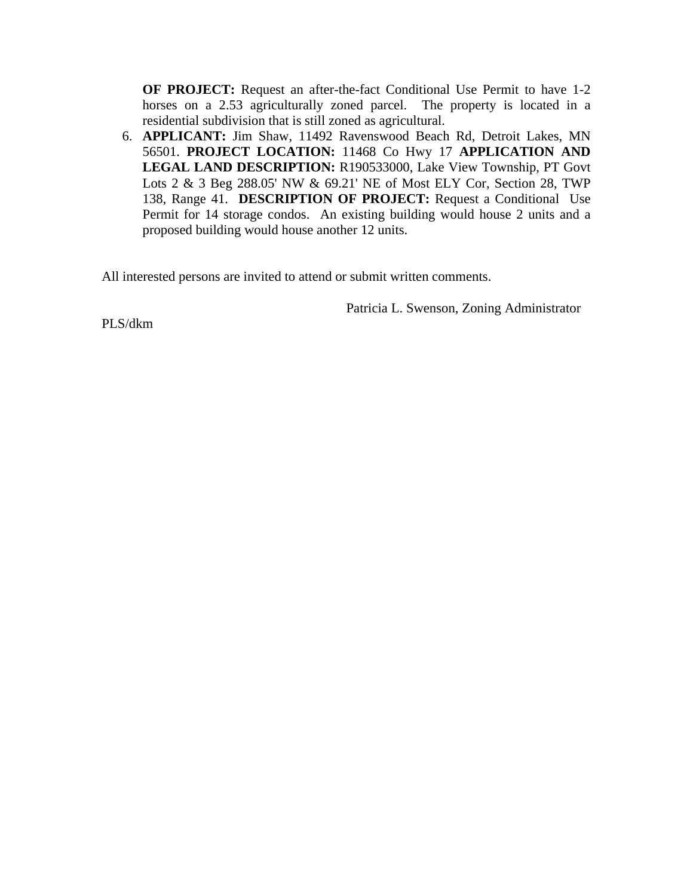**OF PROJECT:** Request an after-the-fact Conditional Use Permit to have 1-2 horses on a 2.53 agriculturally zoned parcel. The property is located in a residential subdivision that is still zoned as agricultural.

6. **APPLICANT:** Jim Shaw, 11492 Ravenswood Beach Rd, Detroit Lakes, MN 56501. **PROJECT LOCATION:** 11468 Co Hwy 17 **APPLICATION AND LEGAL LAND DESCRIPTION:** R190533000, Lake View Township, PT Govt Lots 2 & 3 Beg 288.05' NW & 69.21' NE of Most ELY Cor, Section 28, TWP 138, Range 41. **DESCRIPTION OF PROJECT:** Request a Conditional Use Permit for 14 storage condos. An existing building would house 2 units and a proposed building would house another 12 units.

All interested persons are invited to attend or submit written comments.

Patricia L. Swenson, Zoning Administrator

PLS/dkm